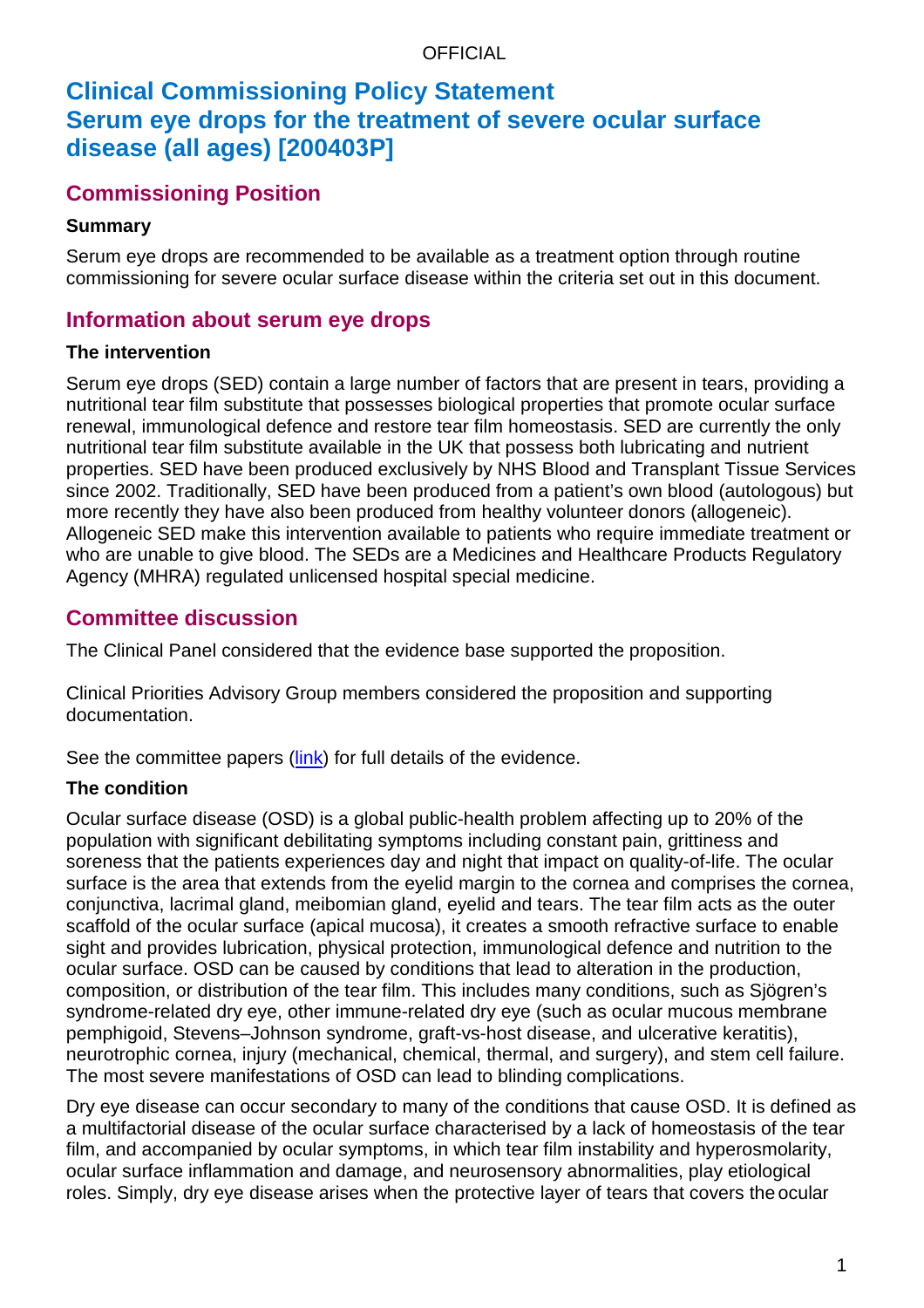# Clinical Commissioning Policy Statement Serum eye drops for the treatment of severe ocular surface disease (all ages) [200403P]

## Commissioning Position

**Summary**

Serum eye drops are recommended to be available as a treatment option through routine commissioning for severe ocular surface disease within the criteria set out in this document.

## Information about serum eye drops

**The intervention**

Serum eye drops (SED) contain a large number of factors that are present in tears, providing a nutritional tear film substitute that possesses biological properties that promote ocular surface renewal, immunological defence and restore tear film homeostasis. SED are currently the only nutritional tear film substitute available in the UK that possess both lubricating and nutrient properties. SED have been produced exclusively by NHS Blood and Transplant Tissue Services since 2002. Traditionally, SED have been produced from a patient's own blood (autologous) but more recently they have also been produced from healthy volunteer donors (allogeneic). Allogeneic SED make this intervention available to patients who require immediate treatment or who are unable to give blood. The SEDs are a Medicines and Healthcare Products Regulatory Agency (MHRA) regulated unlicensed hospital special medicine.

## Committee discussion

The Clinical Panel considered that the evidence base supported the proposition.

Clinical Priorities Advisory Group members considered the proposition and supporting documentation.

See the committee papers (link) for full details of the evidence.

**The condition**

Ocular surface disease (OSD) is a global public-health problem affecting up to 20% of the population with significant debilitating symptoms including constant pain, grittiness and soreness that the patients experiences day and night that impact on quality-of-life. The ocular surface is the area that extends from the eyelid margin to the cornea and comprises the cornea, conjunctiva, lacrimal gland, meibomian gland, eyelid and tears. The tear film acts as the outer scaffold of the ocular surface (apical mucosa), it creates a smooth refractive surface to enable sight and provides lubrication, physical protection, immunological defence and nutrition to the ocular surface. OSD can be caused by conditions that lead to alteration in the production, composition, or distribution of the tear film. This includes many conditions, such as Sjögren's syndrome-related dry eye, other immune-related dry eye (such as ocular mucous membrane pemphigoid, Stevens–Johnson syndrome, graft-vs-host disease, and ulcerative keratitis), neurotrophic cornea, injury (mechanical, chemical, thermal, and surgery), and stem cell failure. The most severe manifestations of OSD can lead to blinding complications.

Dry eye disease can occur secondary to many of the conditions that cause OSD. It is defined as a multifactorial disease of the ocular surface characterised by a lack of homeostasis of the tear film, and accompanied by ocular symptoms, in which tear film instability and hyperosmolarity, ocular surface inflammation and damage, and neurosensory abnormalities, play etiological roles. Simply, dry eye disease arises when the protective layer of tears that covers the ocular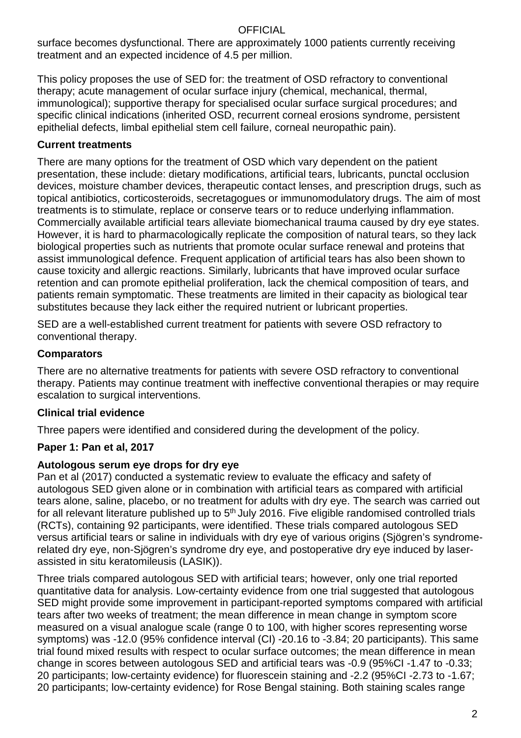surface becomes dysfunctional. There are approximately 1000 patients currently receiving treatment and an expected incidence of 4.5 per million.

This policy proposes the use of SED for: the treatment of OSD refractory to conventional therapy; acute management of ocular surface injury (chemical, mechanical, thermal, immunological); supportive therapy for specialised ocular surface surgical procedures; and specific clinical indications (inherited OSD, recurrent corneal erosions syndrome, persistent epithelial defects, limbal epithelial stem cell failure, corneal neuropathic pain).

**Current treatments**

There are many options for the treatment of OSD which vary dependent on the patient presentation, these include: dietary modifications, artificial tears, lubricants, punctal occlusion devices, moisture chamber devices, therapeutic contact lenses, and prescription drugs, such as topical antibiotics, corticosteroids, secretagogues or immunomodulatory drugs. The aim of most treatments is to stimulate, replace or conserve tears or to reduce underlying inflammation. Commercially available artificial tears alleviate biomechanical trauma caused by dry eye states. However, it is hard to pharmacologically replicate the composition of natural tears, so they lack biological properties such as nutrients that promote ocular surface renewal and proteins that assist immunological defence. Frequent application of artificial tears has also been shown to cause toxicity and allergic reactions. Similarly, lubricants that have improved ocular surface retention and can promote epithelial proliferation, lack the chemical composition of tears, and patients remain symptomatic. These treatments are limited in their capacity as biological tear substitutes because they lack either the required nutrient or lubricant properties.

SED are a well-established current treatment for patients with severe OSD refractory to conventional therapy.

**Comparators**

There are no alternative treatments for patients with severe OSD refractory to conventional therapy. Patients may continue treatment with ineffective conventional therapies or may require escalation to surgical interventions.

**Clinical trial evidence**

Three papers were identified and considered during the development of the policy.

**Paper 1: Pan et al, 2017**

**Autologous serum eye drops for dry eye**

Pan et al (2017) conducted a systematic review to evaluate the efficacy and safety of autologous SED given alone or in combination with artificial tears as compared with artificial tears alone, saline, placebo, or no treatment for adults with dry eye. The search was carried out for all relevant literature published up to 5th July 2016. Five eligible randomised controlled trials (RCTs), containing 92 participants, were identified. These trials compared autologous SED versus artificial tears or saline in individuals with dry eye of various origins (Sjögren's syndrome-related dry eye, non-Sjögren's syndrome dry eye, and postoperative dry eye induced by laser-assisted in situ keratomileusis (LASIK)).

Three trials compared autologous SED with artificial tears; however, only one trial reported quantitative data for analysis. Low-certainty evidence from one trial suggested that autologous SED might provide some improvement in participant-reported symptoms compared with artificial tears after two weeks of treatment; the mean difference in mean change in symptom score measured on a visual analogue scale (range 0 to 100, with higher scores representing worse symptoms) was -12.0 (95% confidence interval (CI) -20.16 to -3.84; 20 participants). This same trial found mixed results with respect to ocular surface outcomes; the mean difference in mean change in scores between autologous SED and artificial tears was -0.9 (95%CI -1.47 to -0.33; 20 participants; low-certainty evidence) for fluorescein staining and -2.2 (95%CI -2.73 to -1.67; 20 participants; low-certainty evidence) for Rose Bengal staining. Both staining scales range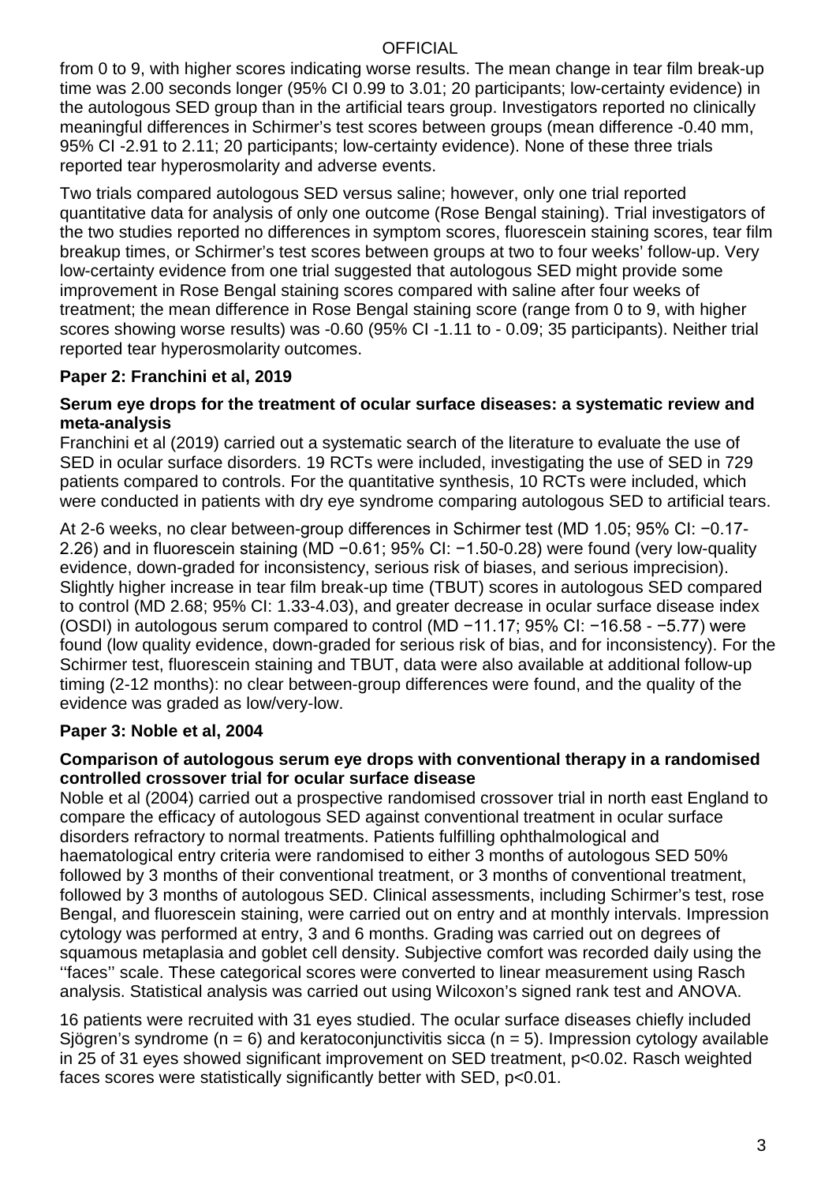from 0 to 9, with higher scores indicating worse results. The mean change in tear film break-up time was 2.00 seconds longer (95% CI 0.99 to 3.01; 20 participants; low-certainty evidence) in the autologous SED group than in the artificial tears group. Investigators reported no clinically meaningful differences in Schirmer's test scores between groups (mean difference -0.40 mm, 95% CI -2.91 to 2.11; 20 participants; low-certainty evidence). None of these three trials reported tear hyperosmolarity and adverse events.

Two trials compared autologous SED versus saline; however, only one trial reported quantitative data for analysis of only one outcome (Rose Bengal staining). Trial investigators of the two studies reported no differences in symptom scores, fluorescein staining scores, tear film breakup times, or Schirmer's test scores between groups at two to four weeks' follow-up. Very low-certainty evidence from one trial suggested that autologous SED might provide some improvement in Rose Bengal staining scores compared with saline after four weeks of treatment; the mean difference in Rose Bengal staining score (range from 0 to 9, with higher scores showing worse results) was -0.60 (95% CI -1.11 to - 0.09; 35 participants). Neither trial reported tear hyperosmolarity outcomes.

### Paper 2: Franchini et al, 2019

**Serum eye drops for the treatment of ocular surface diseases: a systematic review and meta-analysis**

Franchini et al (2019) carried out a systematic search of the literature to evaluate the use of SED in ocular surface disorders. 19 RCTs were included, investigating the use of SED in 729 patients compared to controls. For the quantitative synthesis, 10 RCTs were included, which were conducted in patients with dry eye syndrome comparing autologous SED to artificial tears.

At 2-6 weeks, no clear between-group differences in Schirmer test (MD 1.05; 95% CI: −0.17-2.26) and in fluorescein staining (MD −0.61; 95% CI: −1.50-0.28) were found (very low-quality evidence, down-graded for inconsistency, serious risk of biases, and serious imprecision). Slightly higher increase in tear film break-up time (TBUT) scores in autologous SED compared to control (MD 2.68; 95% CI: 1.33-4.03), and greater decrease in ocular surface disease index (OSDI) in autologous serum compared to control (MD −11.17; 95% CI: −16.58 - −5.77) were found (low quality evidence, down-graded for serious risk of bias, and for inconsistency). For the Schirmer test, fluorescein staining and TBUT, data were also available at additional follow-up timing (2-12 months): no clear between-group differences were found, and the quality of the evidence was graded as low/very-low.

### Paper 3: Noble et al, 2004

**Comparison of autologous serum eye drops with conventional therapy in a randomised controlled crossover trial for ocular surface disease**

Noble et al (2004) carried out a prospective randomised crossover trial in north east England to compare the efficacy of autologous SED against conventional treatment in ocular surface disorders refractory to normal treatments. Patients fulfilling ophthalmological and haematological entry criteria were randomised to either 3 months of autologous SED 50% followed by 3 months of their conventional treatment, or 3 months of conventional treatment, followed by 3 months of autologous SED. Clinical assessments, including Schirmer's test, rose Bengal, and fluorescein staining, were carried out on entry and at monthly intervals. Impression cytology was performed at entry, 3 and 6 months. Grading was carried out on degrees of squamous metaplasia and goblet cell density. Subjective comfort was recorded daily using the ''faces'' scale. These categorical scores were converted to linear measurement using Rasch analysis. Statistical analysis was carried out using Wilcoxon's signed rank test and ANOVA.

16 patients were recruited with 31 eyes studied. The ocular surface diseases chiefly included Sjögren's syndrome ($n = 6$) and keratoconjunctivitis sicca ($n = 5$). Impression cytology available in 25 of 31 eyes showed significant improvement on SED treatment, $p<0.02$. Rasch weighted faces scores were statistically significantly better with SED, $p<0.01$.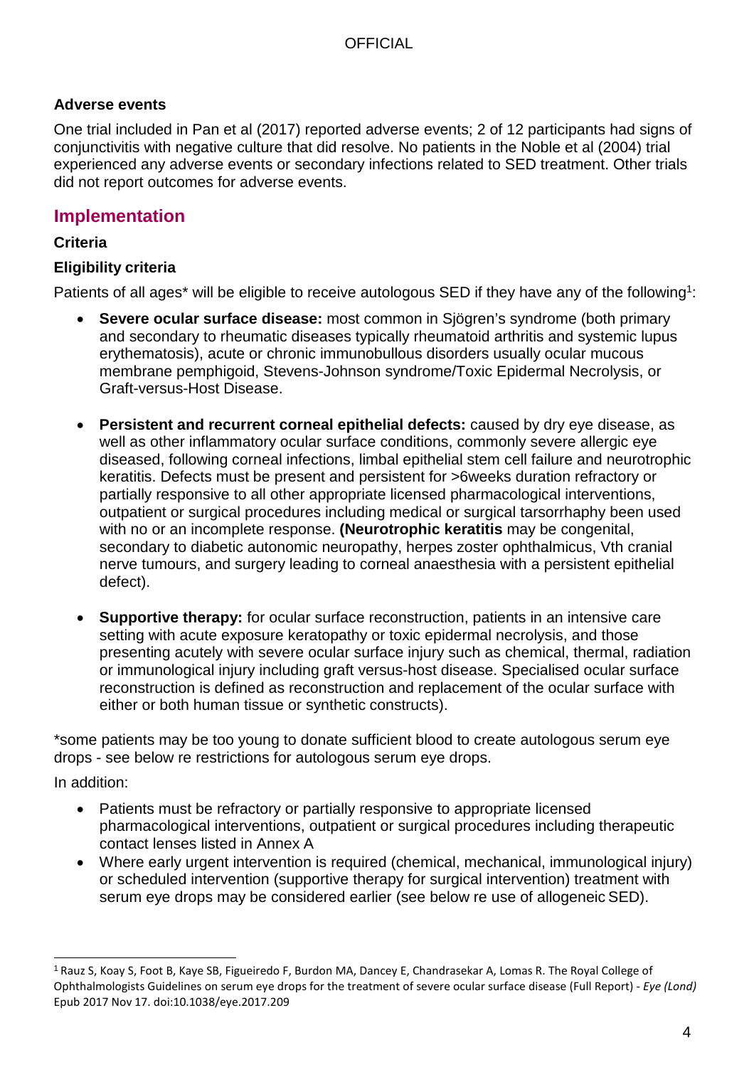### Adverse events

One trial included in Pan et al (2017) reported adverse events; 2 of 12 participants had signs of conjunctivitis with negative culture that did resolve. No patients in the Noble et al (2004) trial experienced any adverse events or secondary infections related to SED treatment. Other trials did not report outcomes for adverse events.

## Implementation

### Criteria

### Eligibility criteria

Patients of all ages* will be eligible to receive autologous SED if they have any of the following[1]:

- **Severe ocular surface disease:** most common in Sjögren's syndrome (both primary and secondary to rheumatic diseases typically rheumatoid arthritis and systemic lupus erythematosis), acute or chronic immunobullous disorders usually ocular mucous membrane pemphigoid, Stevens-Johnson syndrome/Toxic Epidermal Necrolysis, or Graft-versus-Host Disease.
- **Persistent and recurrent corneal epithelial defects:** caused by dry eye disease, as well as other inflammatory ocular surface conditions, commonly severe allergic eye diseased, following corneal infections, limbal epithelial stem cell failure and neurotrophic keratitis. Defects must be present and persistent for >6weeks duration refractory or partially responsive to all other appropriate licensed pharmacological interventions, outpatient or surgical procedures including medical or surgical tarsorrhaphy been used with no or an incomplete response. **(Neurotrophic keratitis** may be congenital, secondary to diabetic autonomic neuropathy, herpes zoster ophthalmicus, Vth cranial nerve tumours, and surgery leading to corneal anaesthesia with a persistent epithelial defect).
- **Supportive therapy:** for ocular surface reconstruction, patients in an intensive care setting with acute exposure keratopathy or toxic epidermal necrolysis, and those presenting acutely with severe ocular surface injury such as chemical, thermal, radiation or immunological injury including graft versus-host disease. Specialised ocular surface reconstruction is defined as reconstruction and replacement of the ocular surface with either or both human tissue or synthetic constructs).

*some patients may be too young to donate sufficient blood to create autologous serum eye drops - see below re restrictions for autologous serum eye drops.

In addition:

- Patients must be refractory or partially responsive to appropriate licensed pharmacological interventions, outpatient or surgical procedures including therapeutic contact lenses listed in Annex A
- Where early urgent intervention is required (chemical, mechanical, immunological injury) or scheduled intervention (supportive therapy for surgical intervention) treatment with serum eye drops may be considered earlier (see below re use of allogeneic SED).

[1] Rauz S, Koay S, Foot B, Kaye SB, Figueiredo F, Burdon MA, Dancey E, Chandrasekar A, Lomas R. The Royal College of Ophthalmologists Guidelines on serum eye drops for the treatment of severe ocular surface disease (Full Report) - *Eye (Lond)* Epub 2017 Nov 17. doi:10.1038/eye.2017.209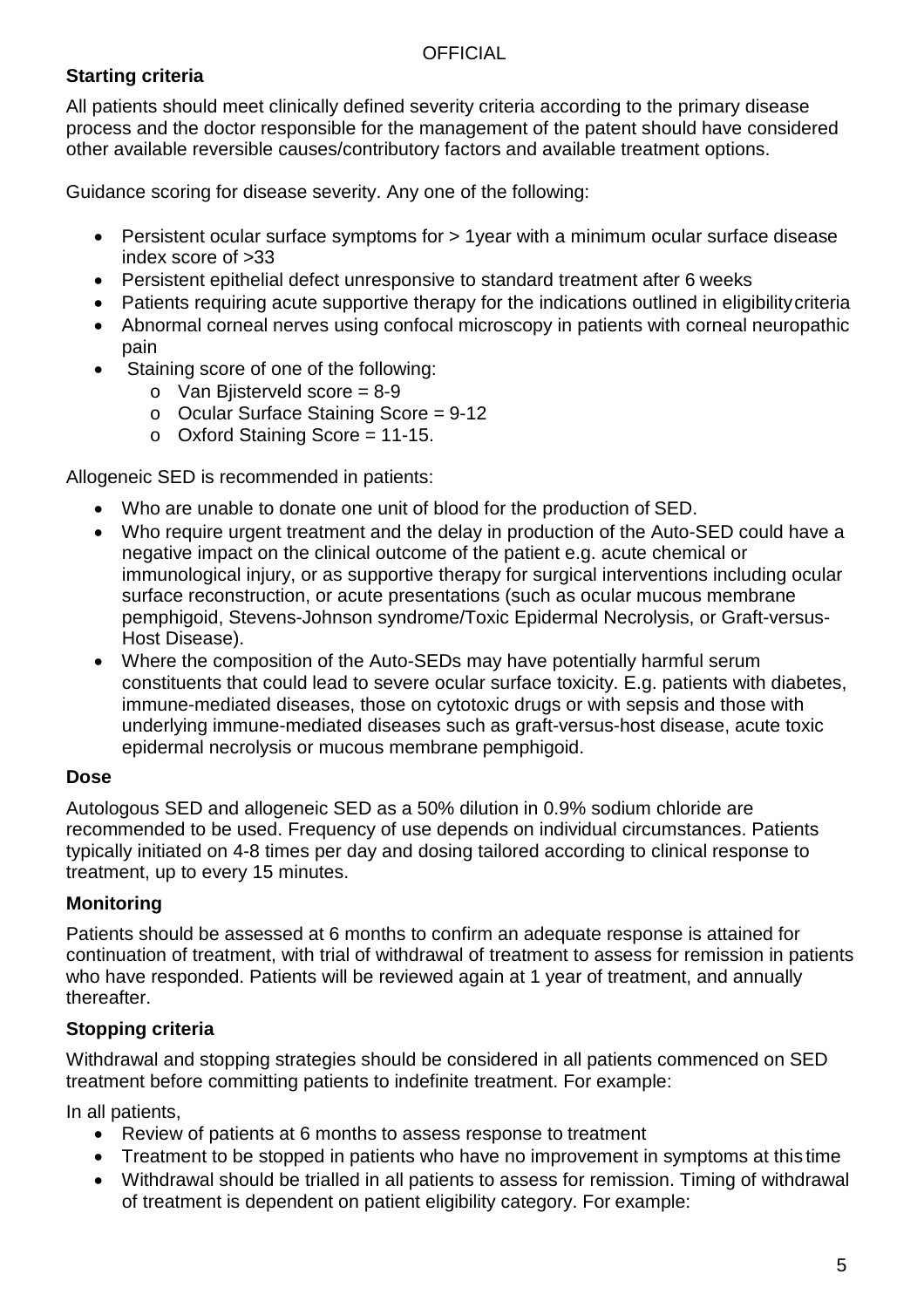### Starting criteria

All patients should meet clinically defined severity criteria according to the primary disease process and the doctor responsible for the management of the patent should have considered other available reversible causes/contributory factors and available treatment options.

Guidance scoring for disease severity. Any one of the following:

- Persistent ocular surface symptoms for > 1year with a minimum ocular surface disease index score of >33
- Persistent epithelial defect unresponsive to standard treatment after 6 weeks
- Patients requiring acute supportive therapy for the indications outlined in eligibility criteria
- Abnormal corneal nerves using confocal microscopy in patients with corneal neuropathic pain
- Staining score of one of the following:
  - Van Bjisterveld score = 8-9
  - Ocular Surface Staining Score = 9-12
  - Oxford Staining Score = 11-15.

Allogeneic SED is recommended in patients:

- Who are unable to donate one unit of blood for the production of SED.
- Who require urgent treatment and the delay in production of the Auto-SED could have a negative impact on the clinical outcome of the patient e.g. acute chemical or immunological injury, or as supportive therapy for surgical interventions including ocular surface reconstruction, or acute presentations (such as ocular mucous membrane pemphigoid, Stevens-Johnson syndrome/Toxic Epidermal Necrolysis, or Graft-versus-Host Disease).
- Where the composition of the Auto-SEDs may have potentially harmful serum constituents that could lead to severe ocular surface toxicity. E.g. patients with diabetes, immune-mediated diseases, those on cytotoxic drugs or with sepsis and those with underlying immune-mediated diseases such as graft-versus-host disease, acute toxic epidermal necrolysis or mucous membrane pemphigoid.

### Dose

Autologous SED and allogeneic SED as a 50% dilution in 0.9% sodium chloride are recommended to be used. Frequency of use depends on individual circumstances. Patients typically initiated on 4-8 times per day and dosing tailored according to clinical response to treatment, up to every 15 minutes.

### Monitoring

Patients should be assessed at 6 months to confirm an adequate response is attained for continuation of treatment, with trial of withdrawal of treatment to assess for remission in patients who have responded. Patients will be reviewed again at 1 year of treatment, and annually thereafter.

### Stopping criteria

Withdrawal and stopping strategies should be considered in all patients commenced on SED treatment before committing patients to indefinite treatment. For example:

In all patients,

- Review of patients at 6 months to assess response to treatment
- Treatment to be stopped in patients who have no improvement in symptoms at this time
- Withdrawal should be trialled in all patients to assess for remission. Timing of withdrawal of treatment is dependent on patient eligibility category. For example: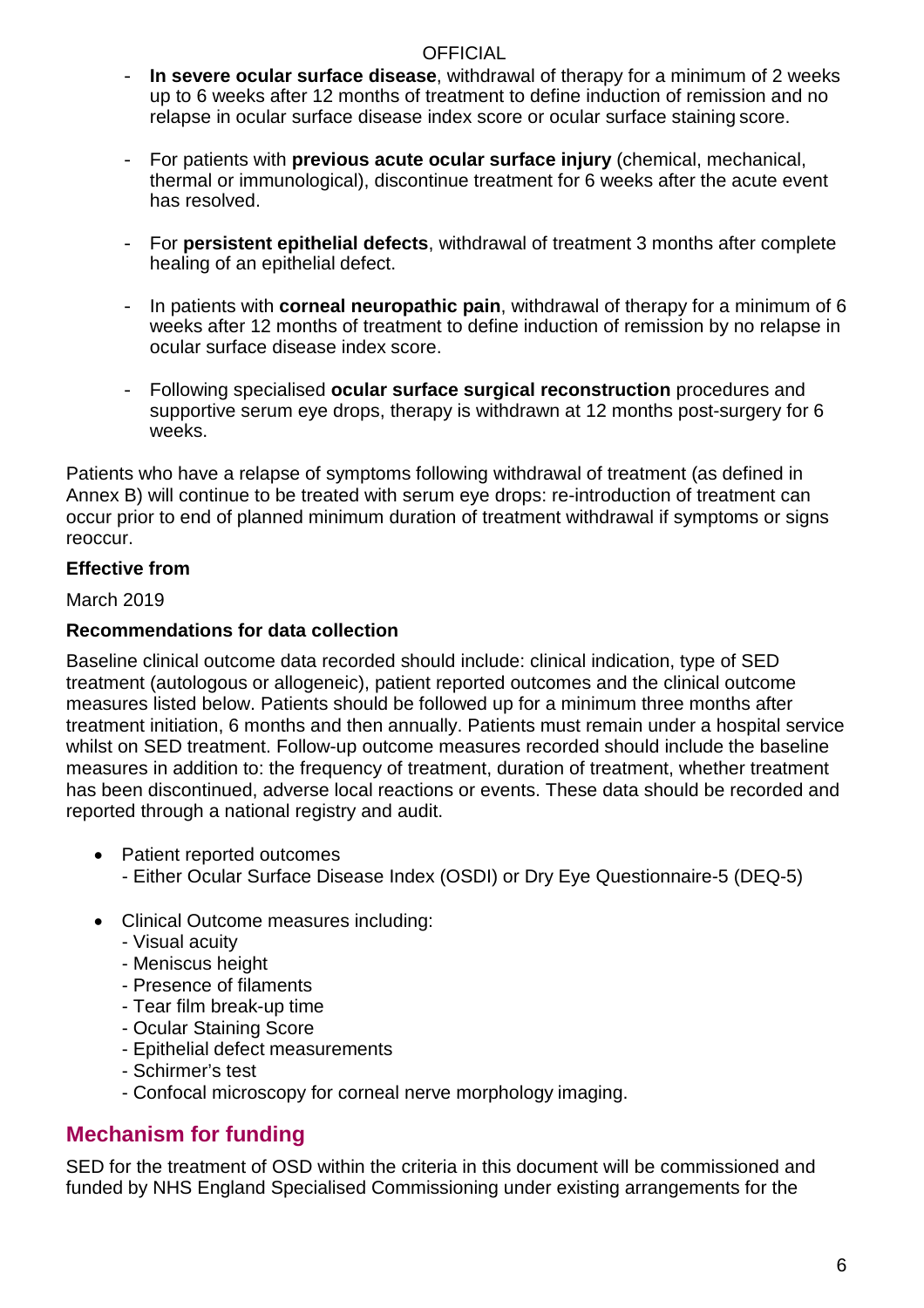- **In severe ocular surface disease**, withdrawal of therapy for a minimum of 2 weeks up to 6 weeks after 12 months of treatment to define induction of remission and no relapse in ocular surface disease index score or ocular surface staining score.

- For patients with **previous acute ocular surface injury** (chemical, mechanical, thermal or immunological), discontinue treatment for 6 weeks after the acute event has resolved.

- For **persistent epithelial defects**, withdrawal of treatment 3 months after complete healing of an epithelial defect.

- In patients with **corneal neuropathic pain**, withdrawal of therapy for a minimum of 6 weeks after 12 months of treatment to define induction of remission by no relapse in ocular surface disease index score.

- Following specialised **ocular surface surgical reconstruction** procedures and supportive serum eye drops, therapy is withdrawn at 12 months post-surgery for 6 weeks.

Patients who have a relapse of symptoms following withdrawal of treatment (as defined in Annex B) will continue to be treated with serum eye drops: re-introduction of treatment can occur prior to end of planned minimum duration of treatment withdrawal if symptoms or signs reoccur.

**Effective from**

March 2019

**Recommendations for data collection**

Baseline clinical outcome data recorded should include: clinical indication, type of SED treatment (autologous or allogeneic), patient reported outcomes and the clinical outcome measures listed below. Patients should be followed up for a minimum three months after treatment initiation, 6 months and then annually. Patients must remain under a hospital service whilst on SED treatment. Follow-up outcome measures recorded should include the baseline measures in addition to: the frequency of treatment, duration of treatment, whether treatment has been discontinued, adverse local reactions or events. These data should be recorded and reported through a national registry and audit.

- Patient reported outcomes
  - Either Ocular Surface Disease Index (OSDI) or Dry Eye Questionnaire-5 (DEQ-5)

- Clinical Outcome measures including:
  - Visual acuity
  - Meniscus height
  - Presence of filaments
  - Tear film break-up time
  - Ocular Staining Score
  - Epithelial defect measurements
  - Schirmer's test
  - Confocal microscopy for corneal nerve morphology imaging.

## Mechanism for funding

SED for the treatment of OSD within the criteria in this document will be commissioned and funded by NHS England Specialised Commissioning under existing arrangements for the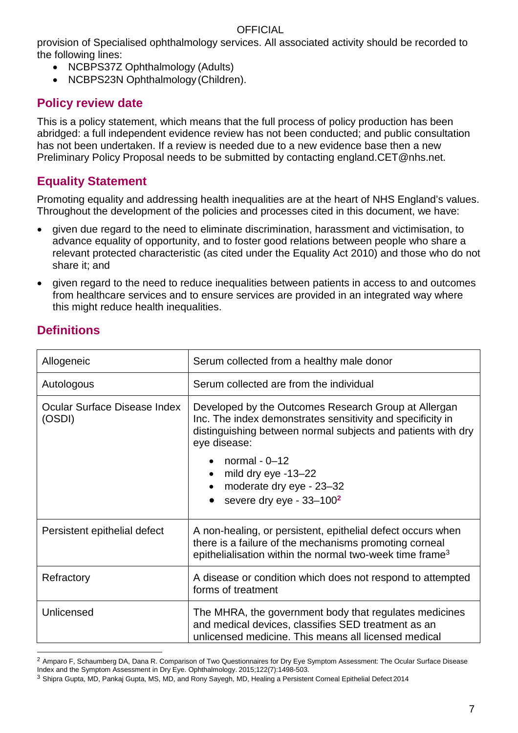provision of Specialised ophthalmology services. All associated activity should be recorded to the following lines:

- NCBPS37Z Ophthalmology (Adults)
- NCBPS23N Ophthalmology (Children).

## Policy review date

This is a policy statement, which means that the full process of policy production has been abridged: a full independent evidence review has not been conducted; and public consultation has not been undertaken. If a review is needed due to a new evidence base then a new Preliminary Policy Proposal needs to be submitted by contacting england.CET@nhs.net.

## Equality Statement

Promoting equality and addressing health inequalities are at the heart of NHS England's values. Throughout the development of the policies and processes cited in this document, we have:

- given due regard to the need to eliminate discrimination, harassment and victimisation, to advance equality of opportunity, and to foster good relations between people who share a relevant protected characteristic (as cited under the Equality Act 2010) and those who do not share it; and
- given regard to the need to reduce inequalities between patients in access to and outcomes from healthcare services and to ensure services are provided in an integrated way where this might reduce health inequalities.

## Definitions

| | |
|---|---|
| Allogeneic | Serum collected from a healthy male donor |
| Autologous | Serum collected are from the individual |
| Ocular Surface Disease Index (OSDI) | Developed by the Outcomes Research Group at Allergan Inc. The index demonstrates sensitivity and specificity in distinguishing between normal subjects and patients with dry eye disease: <br>• normal - 0–12 <br>• mild dry eye -13–22 <br>• moderate dry eye - 23–32 <br>• severe dry eye - 33–100[2] |
| Persistent epithelial defect | A non-healing, or persistent, epithelial defect occurs when there is a failure of the mechanisms promoting corneal epithelialisation within the normal two-week time frame[3] |
| Refractory | A disease or condition which does not respond to attempted forms of treatment |
| Unlicensed | The MHRA, the government body that regulates medicines and medical devices, classifies SED treatment as an unlicensed medicine. This means all licensed medical |

[2] Amparo F, Schaumberg DA, Dana R. Comparison of Two Questionnaires for Dry Eye Symptom Assessment: The Ocular Surface Disease Index and the Symptom Assessment in Dry Eye. Ophthalmology. 2015;122(7):1498-503.

[3] Shipra Gupta, MD, Pankaj Gupta, MS, MD, and Rony Sayegh, MD, Healing a Persistent Corneal Epithelial Defect 2014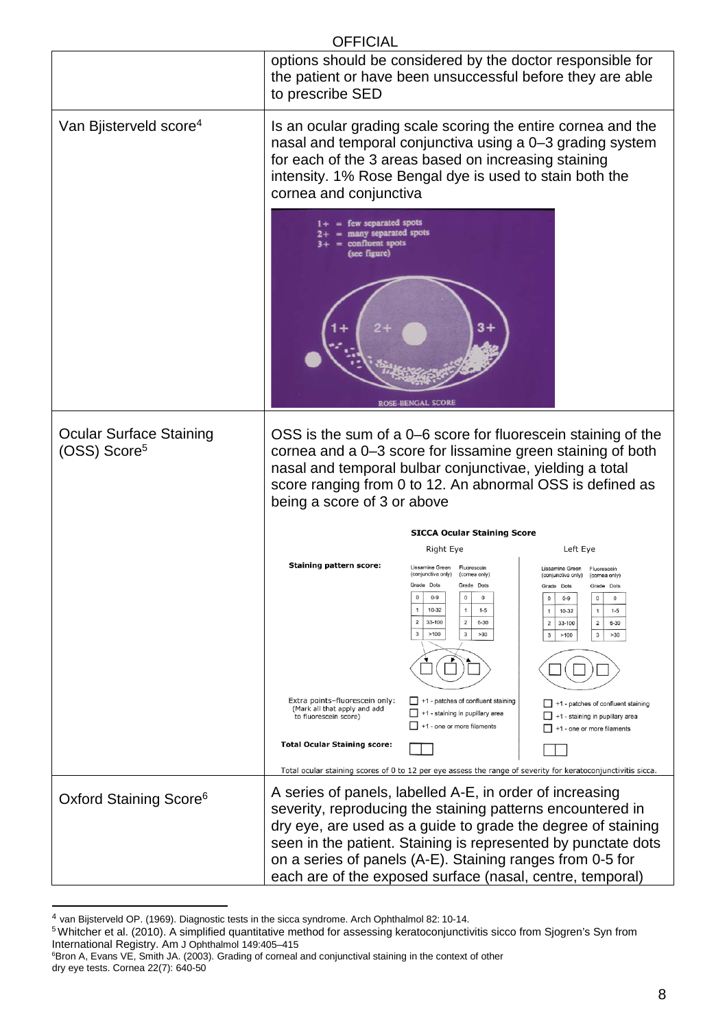| | |
|---|---|
| | options should be considered by the doctor responsible for the patient or have been unsuccessful before they are able to prescribe SED |
| Van Bjisterveld score[4] | Is an ocular grading scale scoring the entire cornea and the nasal and temporal conjunctiva using a 0–3 grading system for each of the 3 areas based on increasing staining intensity. 1% Rose Bengal dye is used to stain both the cornea and conjunctiva |
| Ocular Surface Staining (OSS) Score[5] | OSS is the sum of a 0–6 score for fluorescein staining of the cornea and a 0–3 score for lissamine green staining of both nasal and temporal bulbar conjunctivae, yielding a total score ranging from 0 to 12. An abnormal OSS is defined as being a score of 3 or above |
| Oxford Staining Score[6] | A series of panels, labelled A-E, in order of increasing severity, reproducing the staining patterns encountered in dry eye, are used as a guide to grade the degree of staining seen in the patient. Staining is represented by punctate dots on a series of panels (A-E). Staining ranges from 0-5 for each are of the exposed surface (nasal, centre, temporal) |

[4] van Bijsterveld OP. (1969). Diagnostic tests in the sicca syndrome. Arch Ophthalmol 82: 10-14.

[5] Whitcher et al. (2010). A simplified quantitative method for assessing keratoconjunctivitis sicco from Sjogren's Syn from International Registry. Am J Ophthalmol 149:405–415

[6] Bron A, Evans VE, Smith JA. (2003). Grading of corneal and conjunctival staining in the context of other dry eye tests. Cornea 22(7): 640-50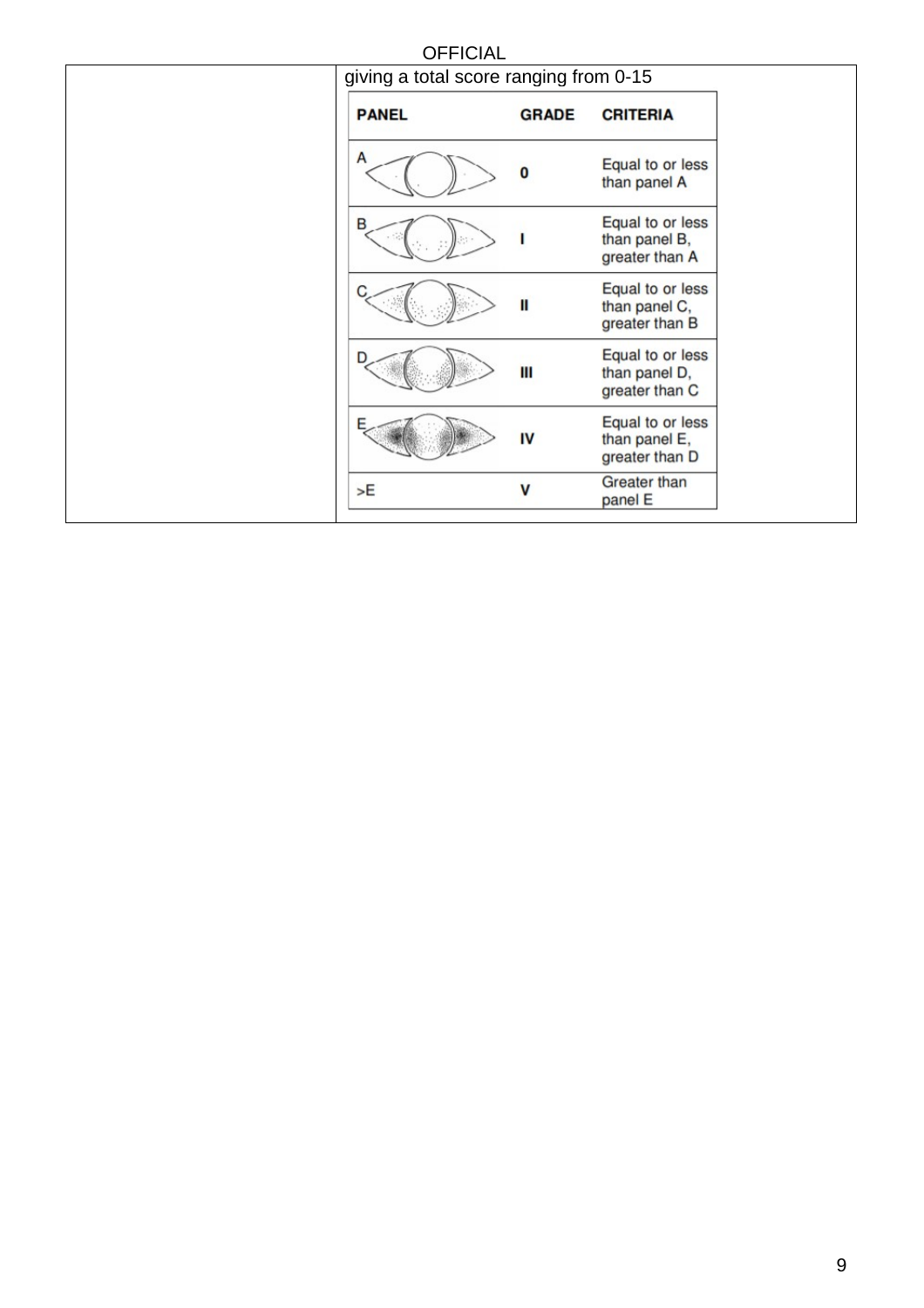| | giving a total score ranging from 0-15 |
|---|---|

| PANEL | GRADE | CRITERIA |
|---|---|---|
| A | 0 | Equal to or less than panel A |
| B | I | Equal to or less than panel B, greater than A |
| C | II | Equal to or less than panel C, greater than B |
| D | III | Equal to or less than panel D, greater than C |
| E | IV | Equal to or less than panel E, greater than D |
| >E | V | Greater than panel E |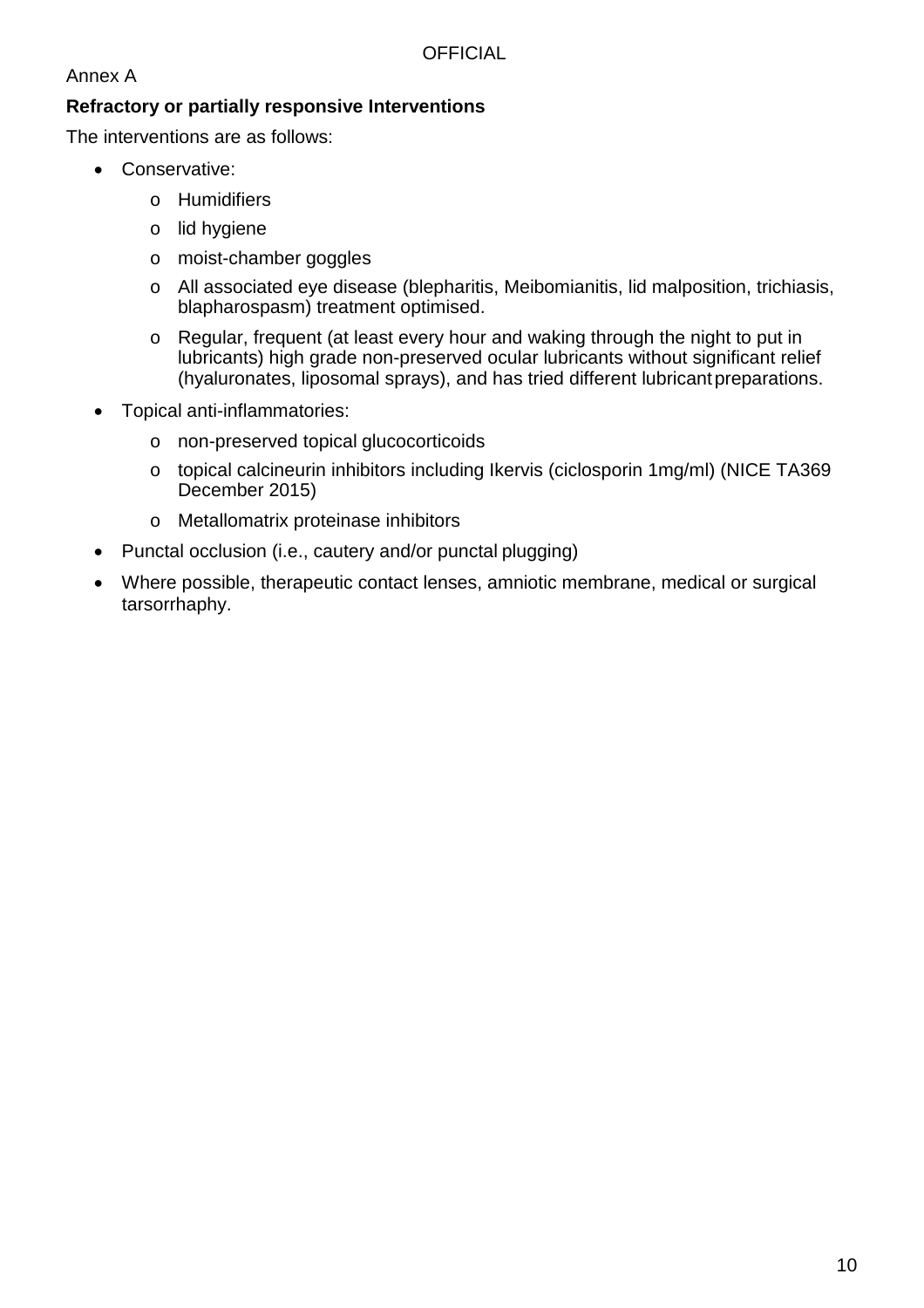Annex A

**Refractory or partially responsive Interventions**

The interventions are as follows:

- Conservative:
  - Humidifiers
  - lid hygiene
  - moist-chamber goggles
  - All associated eye disease (blepharitis, Meibomianitis, lid malposition, trichiasis, blapharospasm) treatment optimised.
  - Regular, frequent (at least every hour and waking through the night to put in lubricants) high grade non-preserved ocular lubricants without significant relief (hyaluronates, liposomal sprays), and has tried different lubricant preparations.
- Topical anti-inflammatories:
  - non-preserved topical glucocorticoids
  - topical calcineurin inhibitors including Ikervis (ciclosporin 1mg/ml) (NICE TA369 December 2015)
  - Metallomatrix proteinase inhibitors
- Punctal occlusion (i.e., cautery and/or punctal plugging)
- Where possible, therapeutic contact lenses, amniotic membrane, medical or surgical tarsorrhaphy.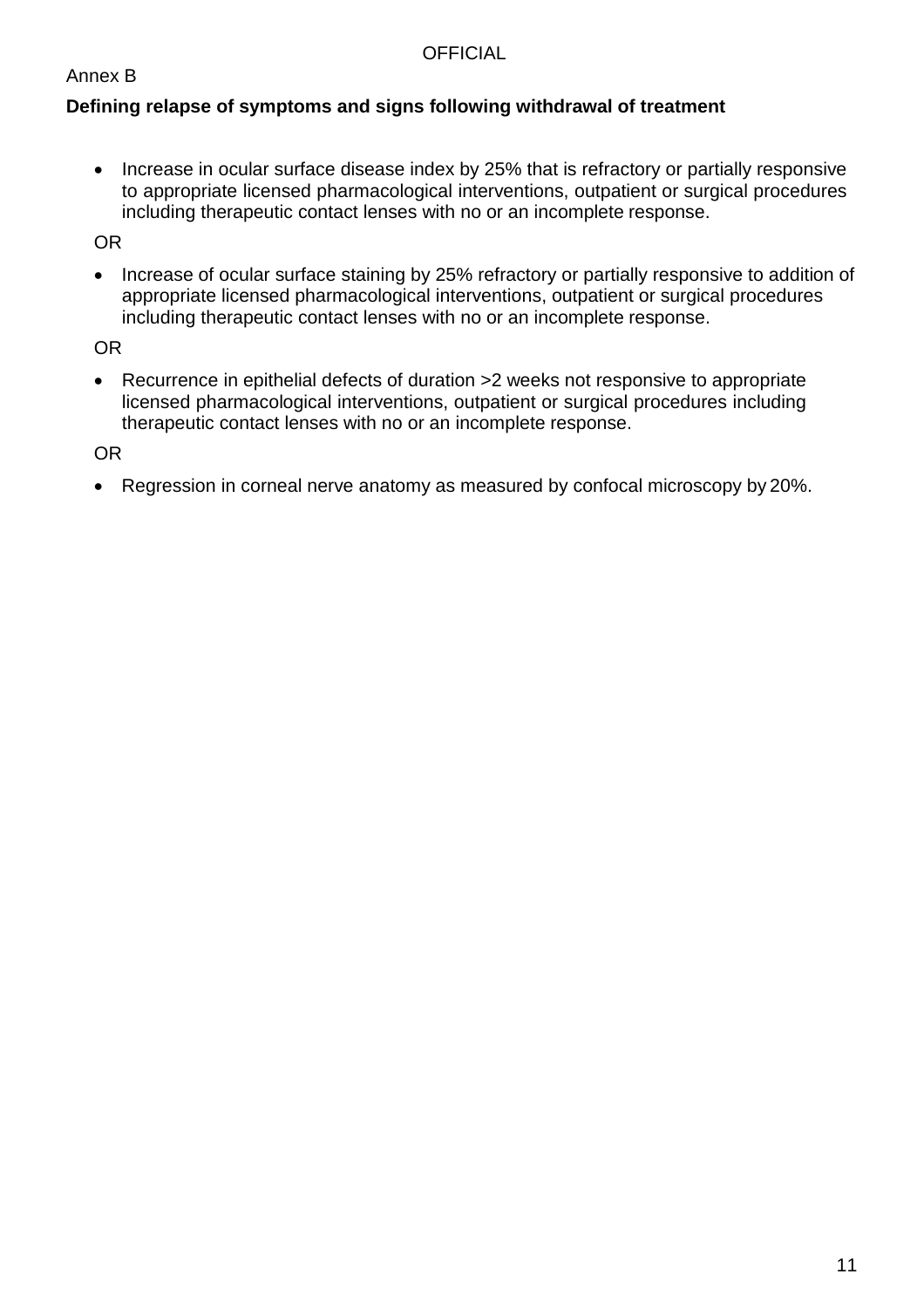Annex B

**Defining relapse of symptoms and signs following withdrawal of treatment**

- Increase in ocular surface disease index by 25% that is refractory or partially responsive to appropriate licensed pharmacological interventions, outpatient or surgical procedures including therapeutic contact lenses with no or an incomplete response.

OR

- Increase of ocular surface staining by 25% refractory or partially responsive to addition of appropriate licensed pharmacological interventions, outpatient or surgical procedures including therapeutic contact lenses with no or an incomplete response.

OR

- Recurrence in epithelial defects of duration >2 weeks not responsive to appropriate licensed pharmacological interventions, outpatient or surgical procedures including therapeutic contact lenses with no or an incomplete response.

OR

- Regression in corneal nerve anatomy as measured by confocal microscopy by 20%.